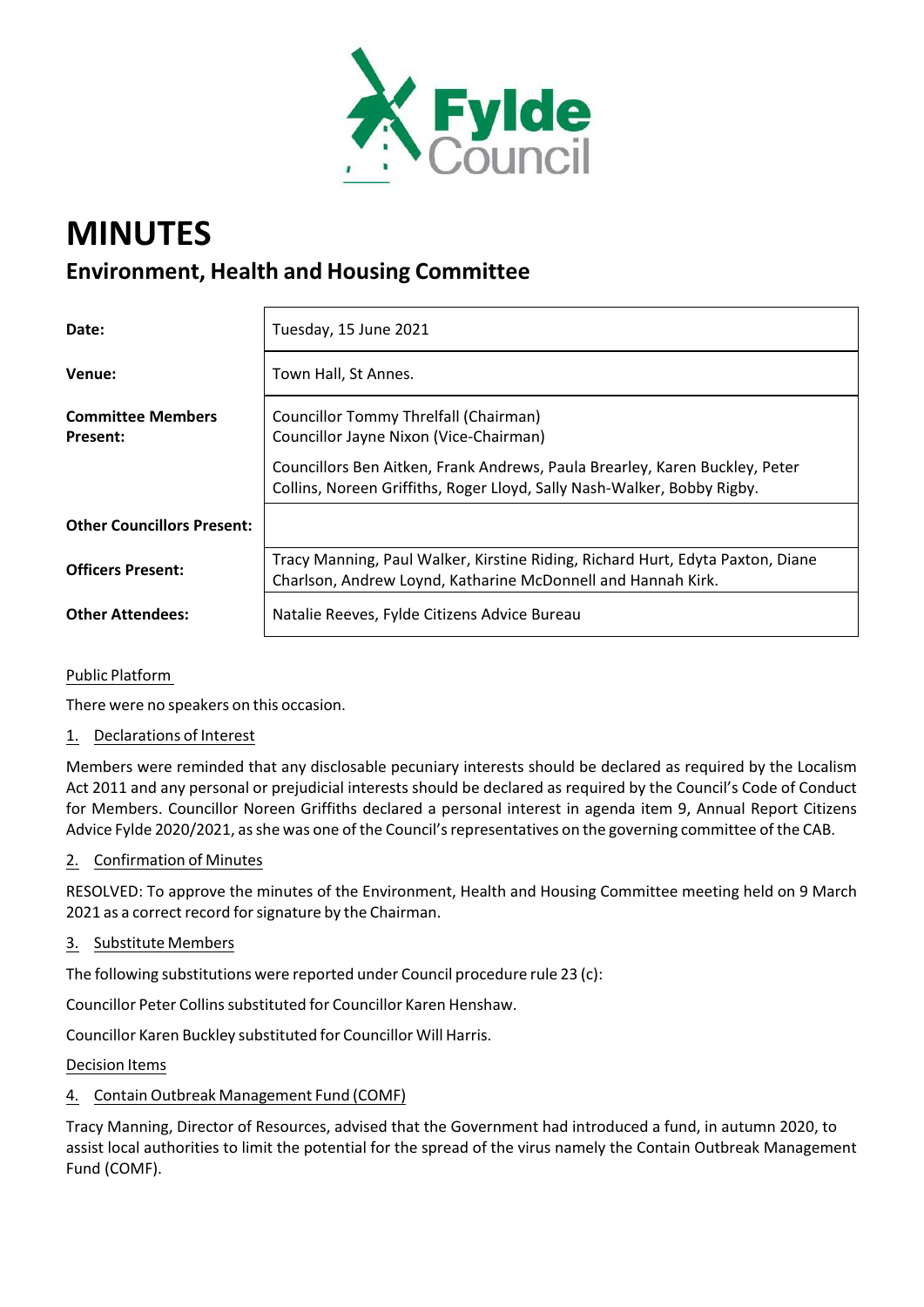# MINUTES

## Environment, Health and Housing Committee

| | |
|---|---|
| **Date:** | Tuesday, 15 June 2021 |
| **Venue:** | Town Hall, St Annes. |
| **Committee Members Present:** | Councillor Tommy Threlfall (Chairman)<br>Councillor Jayne Nixon (Vice-Chairman)<br><br>Councillors Ben Aitken, Frank Andrews, Paula Brearley, Karen Buckley, Peter Collins, Noreen Griffiths, Roger Lloyd, Sally Nash-Walker, Bobby Rigby. |
| **Other Councillors Present:** | |
| **Officers Present:** | Tracy Manning, Paul Walker, Kirstine Riding, Richard Hurt, Edyta Paxton, Diane Charlson, Andrew Loynd, Katharine McDonnell and Hannah Kirk. |
| **Other Attendees:** | Natalie Reeves, Fylde Citizens Advice Bureau |

Public Platform

There were no speakers on this occasion.

1. Declarations of Interest

Members were reminded that any disclosable pecuniary interests should be declared as required by the Localism Act 2011 and any personal or prejudicial interests should be declared as required by the Council's Code of Conduct for Members. Councillor Noreen Griffiths declared a personal interest in agenda item 9, Annual Report Citizens Advice Fylde 2020/2021, as she was one of the Council's representatives on the governing committee of the CAB.

2. Confirmation of Minutes

RESOLVED: To approve the minutes of the Environment, Health and Housing Committee meeting held on 9 March 2021 as a correct record for signature by the Chairman.

3. Substitute Members

The following substitutions were reported under Council procedure rule 23 (c):

Councillor Peter Collins substituted for Councillor Karen Henshaw.

Councillor Karen Buckley substituted for Councillor Will Harris.

Decision Items

4. Contain Outbreak Management Fund (COMF)

Tracy Manning, Director of Resources, advised that the Government had introduced a fund, in autumn 2020, to assist local authorities to limit the potential for the spread of the virus namely the Contain Outbreak Management Fund (COMF).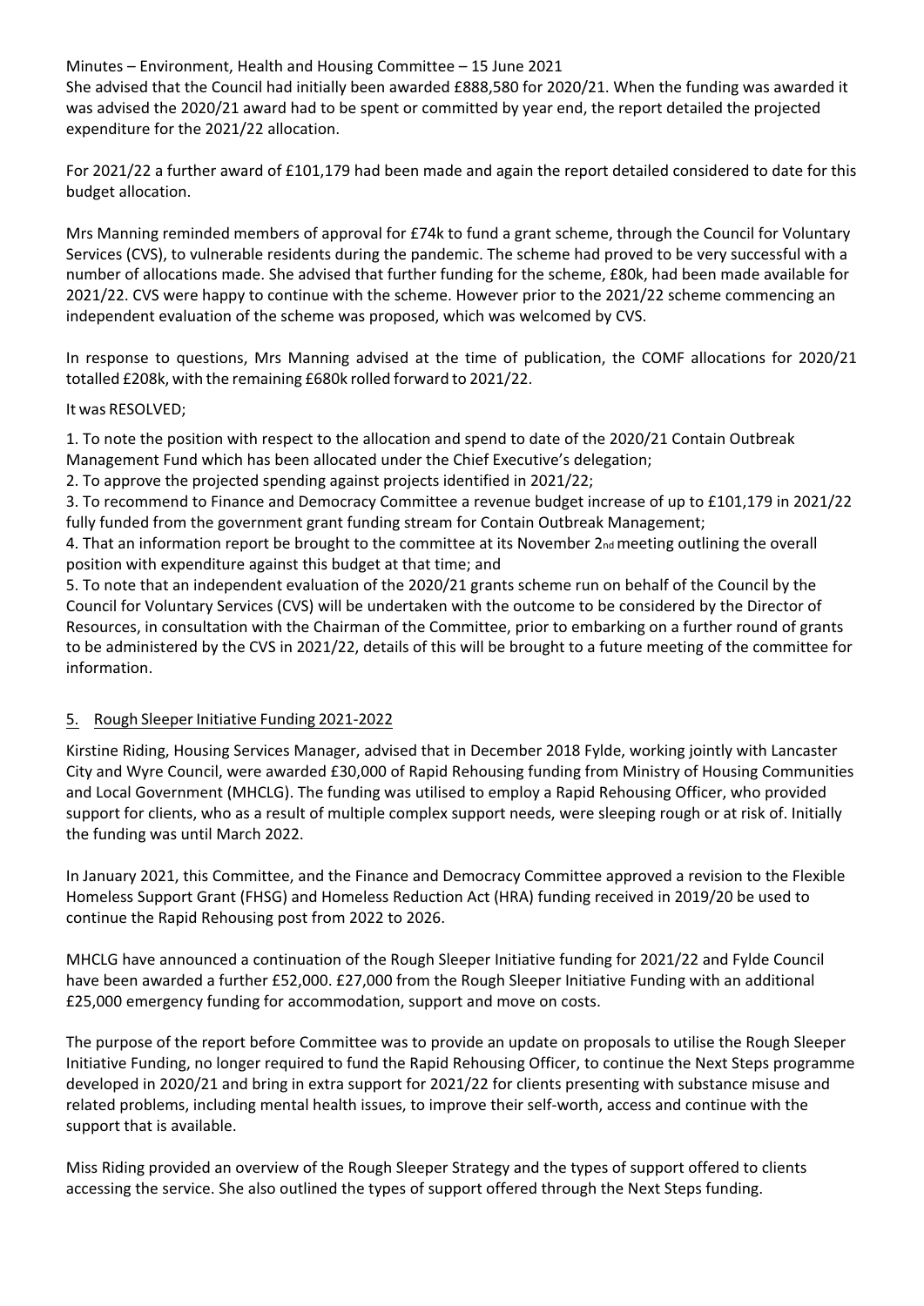She advised that the Council had initially been awarded £888,580 for 2020/21. When the funding was awarded it was advised the 2020/21 award had to be spent or committed by year end, the report detailed the projected expenditure for the 2021/22 allocation.

For 2021/22 a further award of £101,179 had been made and again the report detailed considered to date for this budget allocation.

Mrs Manning reminded members of approval for £74k to fund a grant scheme, through the Council for Voluntary Services (CVS), to vulnerable residents during the pandemic. The scheme had proved to be very successful with a number of allocations made. She advised that further funding for the scheme, £80k, had been made available for 2021/22. CVS were happy to continue with the scheme. However prior to the 2021/22 scheme commencing an independent evaluation of the scheme was proposed, which was welcomed by CVS.

In response to questions, Mrs Manning advised at the time of publication, the COMF allocations for 2020/21 totalled £208k, with the remaining £680k rolled forward to 2021/22.

It was RESOLVED;

1. To note the position with respect to the allocation and spend to date of the 2020/21 Contain Outbreak Management Fund which has been allocated under the Chief Executive's delegation;
2. To approve the projected spending against projects identified in 2021/22;
3. To recommend to Finance and Democracy Committee a revenue budget increase of up to £101,179 in 2021/22 fully funded from the government grant funding stream for Contain Outbreak Management;
4. That an information report be brought to the committee at its November 2nd meeting outlining the overall position with expenditure against this budget at that time; and
5. To note that an independent evaluation of the 2020/21 grants scheme run on behalf of the Council by the Council for Voluntary Services (CVS) will be undertaken with the outcome to be considered by the Director of Resources, in consultation with the Chairman of the Committee, prior to embarking on a further round of grants to be administered by the CVS in 2021/22, details of this will be brought to a future meeting of the committee for information.

## 5. Rough Sleeper Initiative Funding 2021-2022

Kirstine Riding, Housing Services Manager, advised that in December 2018 Fylde, working jointly with Lancaster City and Wyre Council, were awarded £30,000 of Rapid Rehousing funding from Ministry of Housing Communities and Local Government (MHCLG). The funding was utilised to employ a Rapid Rehousing Officer, who provided support for clients, who as a result of multiple complex support needs, were sleeping rough or at risk of. Initially the funding was until March 2022.

In January 2021, this Committee, and the Finance and Democracy Committee approved a revision to the Flexible Homeless Support Grant (FHSG) and Homeless Reduction Act (HRA) funding received in 2019/20 be used to continue the Rapid Rehousing post from 2022 to 2026.

MHCLG have announced a continuation of the Rough Sleeper Initiative funding for 2021/22 and Fylde Council have been awarded a further £52,000. £27,000 from the Rough Sleeper Initiative Funding with an additional £25,000 emergency funding for accommodation, support and move on costs.

The purpose of the report before Committee was to provide an update on proposals to utilise the Rough Sleeper Initiative Funding, no longer required to fund the Rapid Rehousing Officer, to continue the Next Steps programme developed in 2020/21 and bring in extra support for 2021/22 for clients presenting with substance misuse and related problems, including mental health issues, to improve their self-worth, access and continue with the support that is available.

Miss Riding provided an overview of the Rough Sleeper Strategy and the types of support offered to clients accessing the service. She also outlined the types of support offered through the Next Steps funding.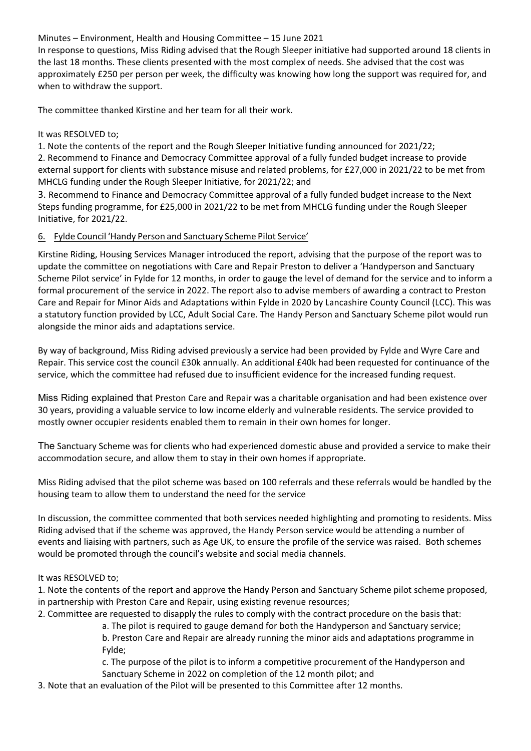Minutes – Environment, Health and Housing Committee – 15 June 2021

In response to questions, Miss Riding advised that the Rough Sleeper initiative had supported around 18 clients in the last 18 months. These clients presented with the most complex of needs. She advised that the cost was approximately £250 per person per week, the difficulty was knowing how long the support was required for, and when to withdraw the support.

The committee thanked Kirstine and her team for all their work.

It was RESOLVED to;

1. Note the contents of the report and the Rough Sleeper Initiative funding announced for 2021/22;
2. Recommend to Finance and Democracy Committee approval of a fully funded budget increase to provide external support for clients with substance misuse and related problems, for £27,000 in 2021/22 to be met from MHCLG funding under the Rough Sleeper Initiative, for 2021/22; and
3. Recommend to Finance and Democracy Committee approval of a fully funded budget increase to the Next Steps funding programme, for £25,000 in 2021/22 to be met from MHCLG funding under the Rough Sleeper Initiative, for 2021/22.

## 6. Fylde Council 'Handy Person and Sanctuary Scheme Pilot Service'

Kirstine Riding, Housing Services Manager introduced the report, advising that the purpose of the report was to update the committee on negotiations with Care and Repair Preston to deliver a 'Handyperson and Sanctuary Scheme Pilot service' in Fylde for 12 months, in order to gauge the level of demand for the service and to inform a formal procurement of the service in 2022. The report also to advise members of awarding a contract to Preston Care and Repair for Minor Aids and Adaptations within Fylde in 2020 by Lancashire County Council (LCC). This was a statutory function provided by LCC, Adult Social Care. The Handy Person and Sanctuary Scheme pilot would run alongside the minor aids and adaptations service.

By way of background, Miss Riding advised previously a service had been provided by Fylde and Wyre Care and Repair. This service cost the council £30k annually. An additional £40k had been requested for continuance of the service, which the committee had refused due to insufficient evidence for the increased funding request.

Miss Riding explained that Preston Care and Repair was a charitable organisation and had been existence over 30 years, providing a valuable service to low income elderly and vulnerable residents. The service provided to mostly owner occupier residents enabled them to remain in their own homes for longer.

The Sanctuary Scheme was for clients who had experienced domestic abuse and provided a service to make their accommodation secure, and allow them to stay in their own homes if appropriate.

Miss Riding advised that the pilot scheme was based on 100 referrals and these referrals would be handled by the housing team to allow them to understand the need for the service

In discussion, the committee commented that both services needed highlighting and promoting to residents. Miss Riding advised that if the scheme was approved, the Handy Person service would be attending a number of events and liaising with partners, such as Age UK, to ensure the profile of the service was raised. Both schemes would be promoted through the council's website and social media channels.

It was RESOLVED to;

1. Note the contents of the report and approve the Handy Person and Sanctuary Scheme pilot scheme proposed, in partnership with Preston Care and Repair, using existing revenue resources;
2. Committee are requested to disapply the rules to comply with the contract procedure on the basis that:
   a. The pilot is required to gauge demand for both the Handyperson and Sanctuary service;
   b. Preston Care and Repair are already running the minor aids and adaptations programme in Fylde;
   c. The purpose of the pilot is to inform a competitive procurement of the Handyperson and Sanctuary Scheme in 2022 on completion of the 12 month pilot; and
3. Note that an evaluation of the Pilot will be presented to this Committee after 12 months.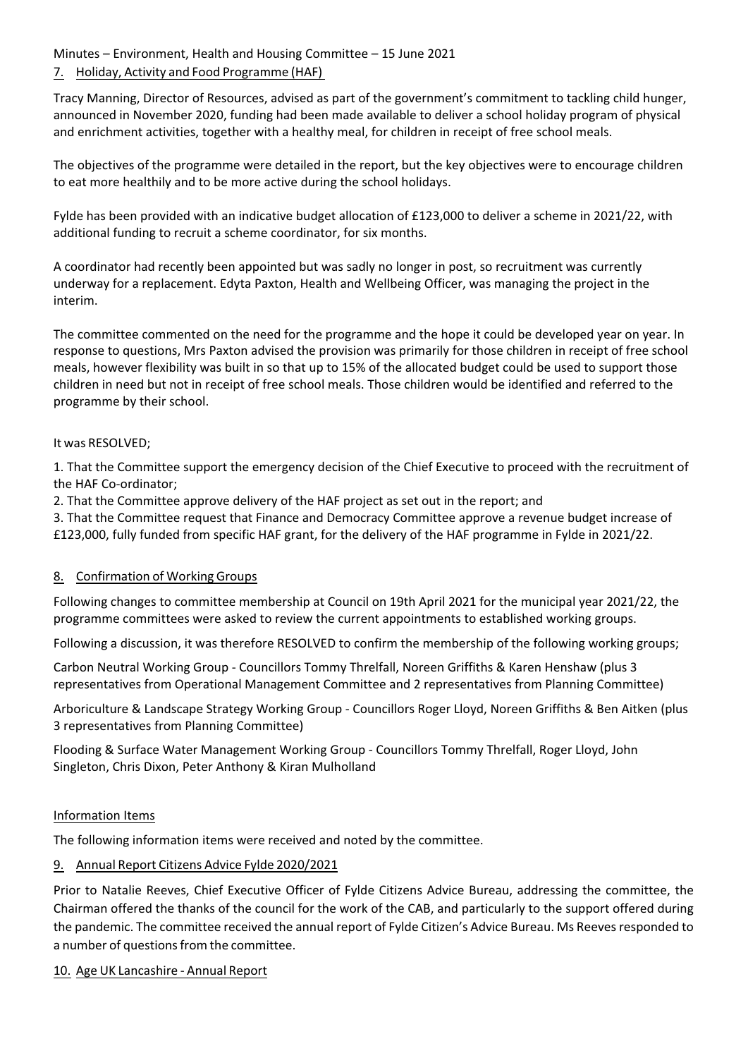Minutes – Environment, Health and Housing Committee – 15 June 2021

## 7. Holiday, Activity and Food Programme (HAF)

Tracy Manning, Director of Resources, advised as part of the government's commitment to tackling child hunger, announced in November 2020, funding had been made available to deliver a school holiday program of physical and enrichment activities, together with a healthy meal, for children in receipt of free school meals.

The objectives of the programme were detailed in the report, but the key objectives were to encourage children to eat more healthily and to be more active during the school holidays.

Fylde has been provided with an indicative budget allocation of £123,000 to deliver a scheme in 2021/22, with additional funding to recruit a scheme coordinator, for six months.

A coordinator had recently been appointed but was sadly no longer in post, so recruitment was currently underway for a replacement. Edyta Paxton, Health and Wellbeing Officer, was managing the project in the interim.

The committee commented on the need for the programme and the hope it could be developed year on year. In response to questions, Mrs Paxton advised the provision was primarily for those children in receipt of free school meals, however flexibility was built in so that up to 15% of the allocated budget could be used to support those children in need but not in receipt of free school meals. Those children would be identified and referred to the programme by their school.

It was RESOLVED;

1. That the Committee support the emergency decision of the Chief Executive to proceed with the recruitment of the HAF Co-ordinator;
2. That the Committee approve delivery of the HAF project as set out in the report; and
3. That the Committee request that Finance and Democracy Committee approve a revenue budget increase of £123,000, fully funded from specific HAF grant, for the delivery of the HAF programme in Fylde in 2021/22.

## 8. Confirmation of Working Groups

Following changes to committee membership at Council on 19th April 2021 for the municipal year 2021/22, the programme committees were asked to review the current appointments to established working groups.

Following a discussion, it was therefore RESOLVED to confirm the membership of the following working groups;

Carbon Neutral Working Group - Councillors Tommy Threlfall, Noreen Griffiths & Karen Henshaw (plus 3 representatives from Operational Management Committee and 2 representatives from Planning Committee)

Arboriculture & Landscape Strategy Working Group - Councillors Roger Lloyd, Noreen Griffiths & Ben Aitken (plus 3 representatives from Planning Committee)

Flooding & Surface Water Management Working Group - Councillors Tommy Threlfall, Roger Lloyd, John Singleton, Chris Dixon, Peter Anthony & Kiran Mulholland

## Information Items

The following information items were received and noted by the committee.

## 9. Annual Report Citizens Advice Fylde 2020/2021

Prior to Natalie Reeves, Chief Executive Officer of Fylde Citizens Advice Bureau, addressing the committee, the Chairman offered the thanks of the council for the work of the CAB, and particularly to the support offered during the pandemic. The committee received the annual report of Fylde Citizen's Advice Bureau. Ms Reeves responded to a number of questions from the committee.

## 10. Age UK Lancashire - Annual Report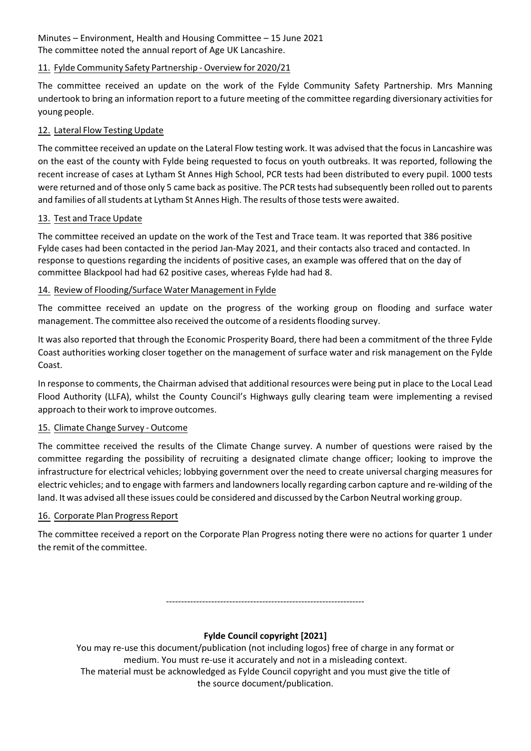The committee noted the annual report of Age UK Lancashire.

## 11. Fylde Community Safety Partnership - Overview for 2020/21

The committee received an update on the work of the Fylde Community Safety Partnership. Mrs Manning undertook to bring an information report to a future meeting of the committee regarding diversionary activities for young people.

## 12. Lateral Flow Testing Update

The committee received an update on the Lateral Flow testing work. It was advised that the focus in Lancashire was on the east of the county with Fylde being requested to focus on youth outbreaks. It was reported, following the recent increase of cases at Lytham St Annes High School, PCR tests had been distributed to every pupil. 1000 tests were returned and of those only 5 came back as positive. The PCR tests had subsequently been rolled out to parents and families of all students at Lytham St Annes High. The results of those tests were awaited.

## 13. Test and Trace Update

The committee received an update on the work of the Test and Trace team. It was reported that 386 positive Fylde cases had been contacted in the period Jan-May 2021, and their contacts also traced and contacted. In response to questions regarding the incidents of positive cases, an example was offered that on the day of committee Blackpool had had 62 positive cases, whereas Fylde had had 8.

## 14. Review of Flooding/Surface Water Management in Fylde

The committee received an update on the progress of the working group on flooding and surface water management. The committee also received the outcome of a residents flooding survey.

It was also reported that through the Economic Prosperity Board, there had been a commitment of the three Fylde Coast authorities working closer together on the management of surface water and risk management on the Fylde Coast.

In response to comments, the Chairman advised that additional resources were being put in place to the Local Lead Flood Authority (LLFA), whilst the County Council's Highways gully clearing team were implementing a revised approach to their work to improve outcomes.

## 15. Climate Change Survey - Outcome

The committee received the results of the Climate Change survey. A number of questions were raised by the committee regarding the possibility of recruiting a designated climate change officer; looking to improve the infrastructure for electrical vehicles; lobbying government over the need to create universal charging measures for electric vehicles; and to engage with farmers and landowners locally regarding carbon capture and re-wilding of the land. It was advised all these issues could be considered and discussed by the Carbon Neutral working group.

## 16. Corporate Plan Progress Report

The committee received a report on the Corporate Plan Progress noting there were no actions for quarter 1 under the remit of the committee.

---

**Fylde Council copyright [2021]**

You may re-use this document/publication (not including logos) free of charge in any format or medium. You must re-use it accurately and not in a misleading context.
The material must be acknowledged as Fylde Council copyright and you must give the title of the source document/publication.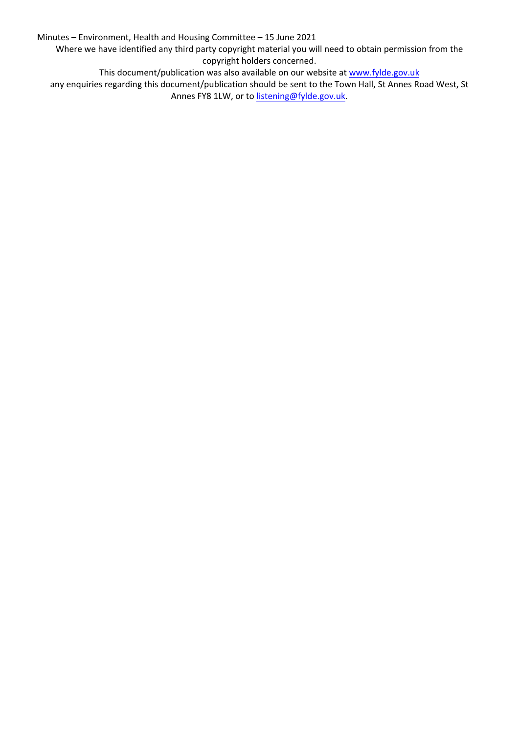Minutes – Environment, Health and Housing Committee – 15 June 2021

Where we have identified any third party copyright material you will need to obtain permission from the copyright holders concerned.

This document/publication was also available on our website at www.fylde.gov.uk

any enquiries regarding this document/publication should be sent to the Town Hall, St Annes Road West, St Annes FY8 1LW, or to listening@fylde.gov.uk.